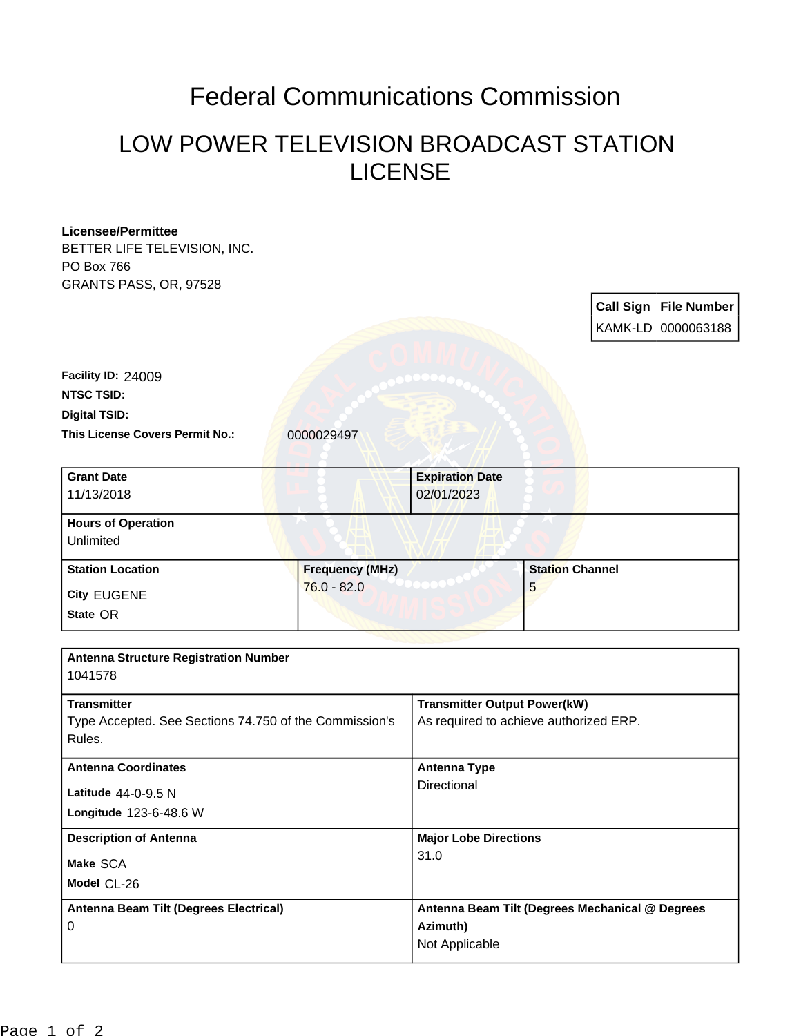# Federal Communications Commission

## LOW POWER TELEVISION BROADCAST STATION LICENSE

**Licensee/Permittee**
BETTER LIFE TELEVISION, INC.
PO Box 766
GRANTS PASS, OR, 97528

| Call Sign | File Number |
| --- | --- |
| KAMK-LD | 0000063188 |

**Facility ID:** 24009
**NTSC TSID:**
**Digital TSID:**
**This License Covers Permit No.:** 0000029497

| **Grant Date** | **Expiration Date** |
| --- | --- |
| 11/13/2018 | 02/01/2023 |

**Hours of Operation**
Unlimited

| **Station Location** | **Frequency (MHz)** | **Station Channel** |
| --- | --- | --- |
| **City** EUGENE<br>**State** OR | 76.0 - 82.0 | 5 |

**Antenna Structure Registration Number**
1041578

| **Transmitter** | **Transmitter Output Power(kW)** |
| --- | --- |
| Type Accepted. See Sections 74.750 of the Commission's Rules. | As required to achieve authorized ERP. |

| **Antenna Coordinates** | **Antenna Type** |
| --- | --- |
| **Latitude** 44-0-9.5 N<br>**Longitude** 123-6-48.6 W | Directional |

| **Description of Antenna** | **Major Lobe Directions** |
| --- | --- |
| **Make** SCA<br>**Model** CL-26 | 31.0 |

| **Antenna Beam Tilt (Degrees Electrical)** | **Antenna Beam Tilt (Degrees Mechanical @ Degrees Azimuth)** |
| --- | --- |
| 0 | Not Applicable |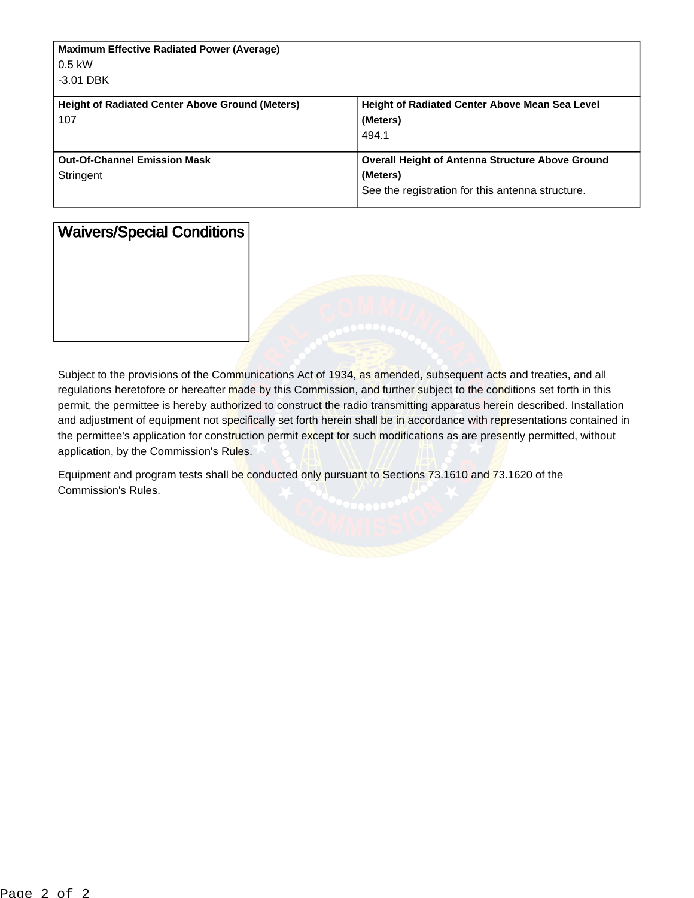| | |
|---|---|
| **Maximum Effective Radiated Power (Average)**<br>0.5 kW<br>-3.01 DBK | |
| **Height of Radiated Center Above Ground (Meters)**<br>107 | **Height of Radiated Center Above Mean Sea Level (Meters)**<br>494.1 |
| **Out-Of-Channel Emission Mask**<br>Stringent | **Overall Height of Antenna Structure Above Ground (Meters)**<br>See the registration for this antenna structure. |

## Waivers/Special Conditions

Subject to the provisions of the Communications Act of 1934, as amended, subsequent acts and treaties, and all regulations heretofore or hereafter made by this Commission, and further subject to the conditions set forth in this permit, the permittee is hereby authorized to construct the radio transmitting apparatus herein described. Installation and adjustment of equipment not specifically set forth herein shall be in accordance with representations contained in the permittee's application for construction permit except for such modifications as are presently permitted, without application, by the Commission's Rules.

Equipment and program tests shall be conducted only pursuant to Sections 73.1610 and 73.1620 of the Commission's Rules.